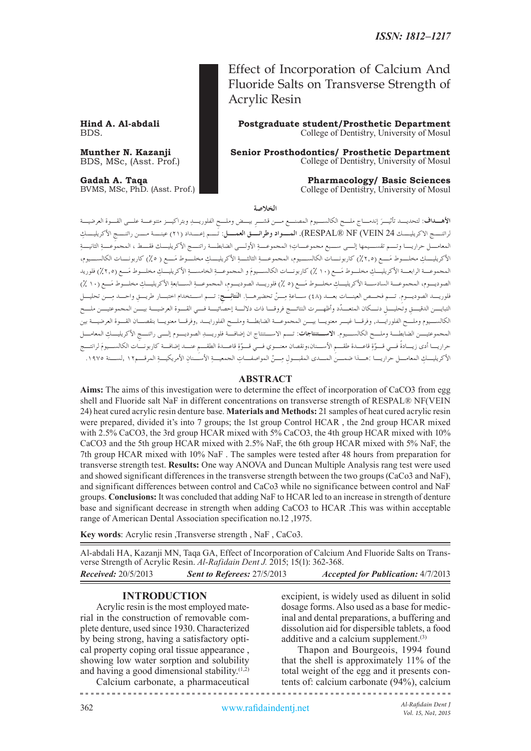ISSN: 1812–1217

# Effect of Incorporation of Calcium And Fluoride Salts on Transverse Strength of Acrylic Resin

**Hind A. Al-abdali**
BDS.

**Postgraduate student/Prosthetic Department**
College of Dentistry, University of Mosul

**Munther N. Kazanji**
BDS, MSc, (Asst. Prof.)

**Senior Prosthodontics/ Prosthetic Department**
College of Dentistry, University of Mosul

**Gadah A. Taqa**
BVMS, MSc, PhD. (Asst. Prof.)

**Pharmacology/ Basic Sciences**
College of Dentistry, University of Mosul

## الخلاصة

**الأهداف**: لتحديد تأثيرَ إندماج ملح الكالسيوم المصنع من قشر بيض وملح الفلوريدِ وبتراكيز متنوعة على القوة العرضية لراتنج الاكريليك RESPAL® NF (VEIN 24). **المواد وطرائق العمل**: تم إعداد (٢١) عينة من راتنج الأكريليك المعامل حراريا وتم تقسيمها إلى سبع مجموعات؛ المجموعةِ الأولى الضابطة راتنج الأكريليك فقط ، المجموعةِ الثانية الأكريليكِ مخلوط مَع (٢,٥٪) كاربونات الكالسيوم، المجموعة الثالثة الأكريليكِ مخلوط مَع ( ٥٪) كاربونات الكالسيوم، المجموعة الرابعة الأكريليكِ مخلوط مَع (١٠ ٪) كاربونات الكالسيومَ و المجموعة الخامسة الأكريليكِ مخلوط مَع (٢,٥٪) فلوريد الصوديوم، المجموعة السادسة الأكريليكِ مخلوط مَع (٥ ٪) فلوريد الصوديوم، المجموعة السابعة الأكريليكِ مخلوط مَع (١٠ ٪) فلوريد الصوديوم. تم فحص العينات بعد (٤٨) ساعةِ مِنْ تحضيرها. **النتائج**: تم استخدام اختبار طريق واحد مِن تحليل التباين الدقيق وتحليل دنكان المتعدّد وأظهرت النتائج فروقا ذات دلالة إحصائية في القوة العرضية بين المجموعتين ملح الكالسيوم وملح الفلورايد, وفرقا غير معنويا بين المجموعة الضابطة وملح الفلورايد ,وفرقا معنويا بنقصان القوة العرضية بين المجموعتين الضابطة وملح الكالسيوم. **الاستنتاجات**: تم الاستنتاج ان إضافة فلوريد الصوديوم إلى راتنج الأكريليكِ المعامل حراريا أدى زيادةً في قوّة قاعدة طقم الأسنان,ونقصان معنوي في قوّة قاعدة الطقم عند إضافة كاربونات الكالسيومَ لراتنج الأكريليكِ المعامل حراريا .هذا ضمن المدى المقبول مِنْ المواصفاتِ الجمعيةِ الأسنانِ الأمريكيةِ المرقم١٢ ,لسنة ١٩٧٥.

## ABSTRACT

**Aims:** The aims of this investigation were to determine the effect of incorporation of $CaCO_3$ from egg shell and Fluoride salt NaF in different concentrations on transverse strength of RESPAL® NF(VEIN 24) heat cured acrylic resin denture base. **Materials and Methods:** 21 samples of heat cured acrylic resin were prepared, divided it's into 7 groups; the 1st group Control HCAR , the 2nd group HCAR mixed with 2.5% $CaCO_3$, the 3rd group HCAR mixed with 5% $CaCO_3$, the 4th group HCAR mixed with 10% $CaCO_3$ and the 5th group HCAR mixed with 2.5% NaF, the 6th group HCAR mixed with 5% NaF, the 7th group HCAR mixed with 10% NaF . The samples were tested after 48 hours from preparation for transverse strength test. **Results:** One way ANOVA and Duncan Multiple Analysis rang test were used and showed significant differences in the transverse strength between the two groups ($CaCo_3$ and NaF), and significant differences between control and $CaCo_3$ while no significance between control and NaF groups. **Conclusions:** It was concluded that adding NaF to HCAR led to an increase in strength of denture base and significant decrease in strength when adding $CaCO_3$ to HCAR .This was within acceptable range of American Dental Association specification no.12 ,1975.

**Key words**: Acrylic resin ,Transverse strength , NaF , $CaCo_3$.

Al-abdali HA, Kazanji MN, Taqa GA, Effect of Incorporation of Calcium And Fluoride Salts on Transverse Strength of Acrylic Resin. *Al-Rafidain Dent J.* 2015; 15(1): 362-368.

***Received:*** 20/5/2013 ***Sent to Referees:*** 27/5/2013 ***Accepted for Publication:*** 4/7/2013

## INTRODUCTION

Acrylic resin is the most employed material in the construction of removable complete denture, used since 1930. Characterized by being strong, having a satisfactory optical property coping oral tissue appearance , showing low water sorption and solubility and having a good dimensional stability.[1,2]

Calcium carbonate, a pharmaceutical excipient, is widely used as diluent in solid dosage forms. Also used as a base for medicinal and dental preparations, a buffering and dissolution aid for dispersible tablets, a food additive and a calcium supplement.[3]

Thapon and Bourgeois, 1994 found that the shell is approximately 11% of the total weight of the egg and it presents contents of: calcium carbonate (94%), calcium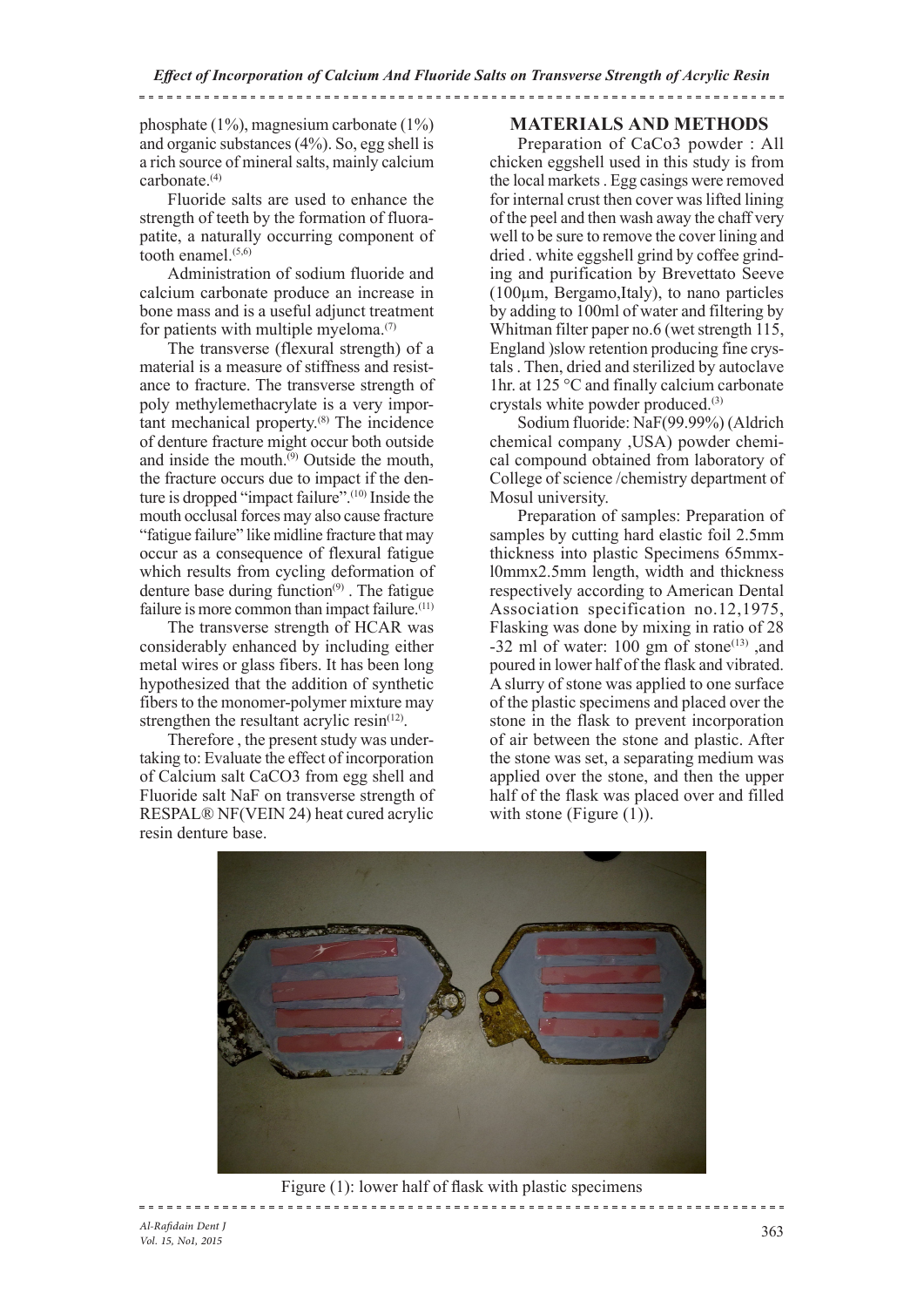phosphate (1%), magnesium carbonate (1%) and organic substances (4%). So, egg shell is a rich source of mineral salts, mainly calcium carbonate.[4]

Fluoride salts are used to enhance the strength of teeth by the formation of fluorapatite, a naturally occurring component of tooth enamel.[5,6]

Administration of sodium fluoride and calcium carbonate produce an increase in bone mass and is a useful adjunct treatment for patients with multiple myeloma.[7]

The transverse (flexural strength) of a material is a measure of stiffness and resistance to fracture. The transverse strength of poly methylemethacrylate is a very important mechanical property.[8] The incidence of denture fracture might occur both outside and inside the mouth.[9] Outside the mouth, the fracture occurs due to impact if the denture is dropped "impact failure".[10] Inside the mouth occlusal forces may also cause fracture "fatigue failure" like midline fracture that may occur as a consequence of flexural fatigue which results from cycling deformation of denture base during function[9] . The fatigue failure is more common than impact failure.[11]

The transverse strength of HCAR was considerably enhanced by including either metal wires or glass fibers. It has been long hypothesized that the addition of synthetic fibers to the monomer-polymer mixture may strengthen the resultant acrylic resin[12].

Therefore , the present study was undertaking to: Evaluate the effect of incorporation of Calcium salt $CaCO_3$ from egg shell and Fluoride salt NaF on transverse strength of RESPAL® NF(VEIN 24) heat cured acrylic resin denture base.

## MATERIALS AND METHODS

Preparation of $CaCo_3$ powder : All chicken eggshell used in this study is from the local markets . Egg casings were removed for internal crust then cover was lifted lining of the peel and then wash away the chaff very well to be sure to remove the cover lining and dried . white eggshell grind by coffee grinding and purification by Brevettato Seeve (100µm, Bergamo,Italy), to nano particles by adding to 100ml of water and filtering by Whitman filter paper no.6 (wet strength 115, England )slow retention producing fine crystals . Then, dried and sterilized by autoclave 1hr. at 125 °C and finally calcium carbonate crystals white powder produced.[3]

Sodium fluoride: NaF(99.99%) (Aldrich chemical company ,USA) powder chemical compound obtained from laboratory of College of science /chemistry department of Mosul university.

Preparation of samples: Preparation of samples by cutting hard elastic foil 2.5mm thickness into plastic Specimens 65mmx-l0mmx2.5mm length, width and thickness respectively according to American Dental Association specification no.12,1975, Flasking was done by mixing in ratio of 28 -32 ml of water: 100 gm of stone[13] ,and poured in lower half of the flask and vibrated. A slurry of stone was applied to one surface of the plastic specimens and placed over the stone in the flask to prevent incorporation of air between the stone and plastic. After the stone was set, a separating medium was applied over the stone, and then the upper half of the flask was placed over and filled with stone (Figure (1)).

Figure (1): lower half of flask with plastic specimens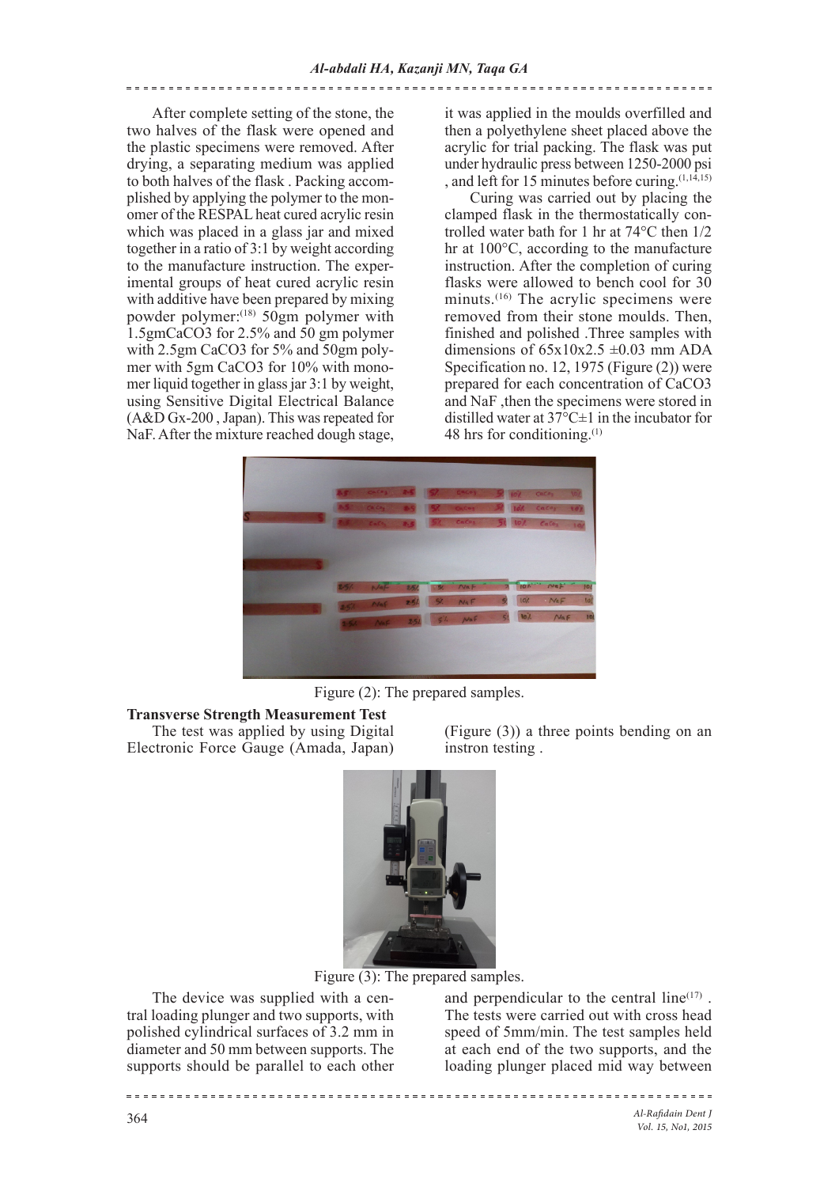After complete setting of the stone, the two halves of the flask were opened and the plastic specimens were removed. After drying, a separating medium was applied to both halves of the flask . Packing accomplished by applying the polymer to the monomer of the RESPAL heat cured acrylic resin which was placed in a glass jar and mixed together in a ratio of 3:1 by weight according to the manufacture instruction. The experimental groups of heat cured acrylic resin with additive have been prepared by mixing powder polymer:[18] 50gm polymer with 1.5gm $CaCO_3$ for 2.5% and 50 gm polymer with 2.5gm $CaCO_3$ for 5% and 50gm polymer with 5gm $CaCO_3$ for 10% with monomer liquid together in glass jar 3:1 by weight, using Sensitive Digital Electrical Balance (A&D Gx-200 , Japan). This was repeated for NaF. After the mixture reached dough stage, it was applied in the moulds overfilled and then a polyethylene sheet placed above the acrylic for trial packing. The flask was put under hydraulic press between 1250-2000 psi , and left for 15 minutes before curing.[1,14,15]

Curing was carried out by placing the clamped flask in the thermostatically controlled water bath for 1 hr at 74°C then 1/2 hr at 100°C, according to the manufacture instruction. After the completion of curing flasks were allowed to bench cool for 30 minuts.[16] The acrylic specimens were removed from their stone moulds. Then, finished and polished .Three samples with dimensions of 65x10x2.5 ±0.03 mm ADA Specification no. 12, 1975 (Figure (2)) were prepared for each concentration of $CaCO_3$ and NaF ,then the specimens were stored in distilled water at 37°C±1 in the incubator for 48 hrs for conditioning.[1]

Figure (2): The prepared samples.

**Transverse Strength Measurement Test**

The test was applied by using Digital Electronic Force Gauge (Amada, Japan) (Figure (3)) a three points bending on an instron testing .

Figure (3): The prepared samples.

The device was supplied with a central loading plunger and two supports, with polished cylindrical surfaces of 3.2 mm in diameter and 50 mm between supports. The supports should be parallel to each other and perpendicular to the central line[17] . The tests were carried out with cross head speed of 5mm/min. The test samples held at each end of the two supports, and the loading plunger placed mid way between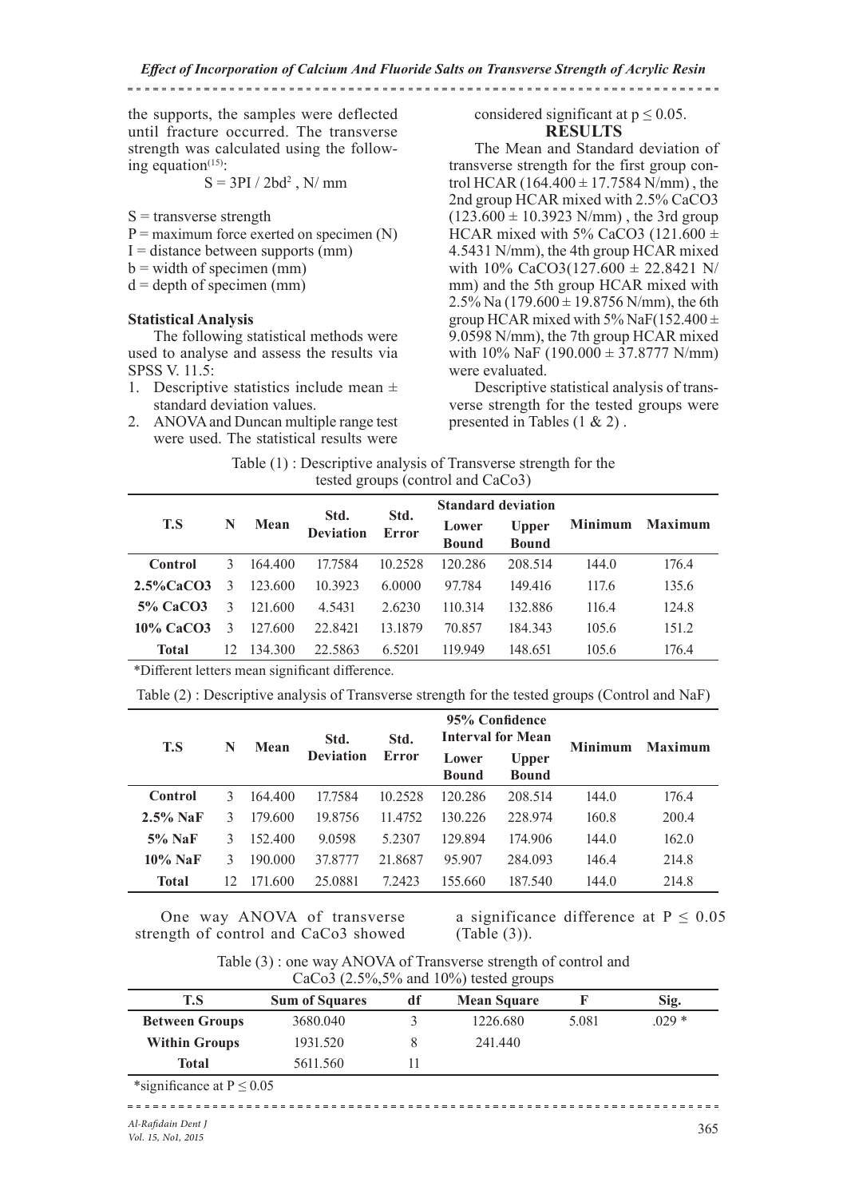the supports, the samples were deflected until fracture occurred. The transverse strength was calculated using the following equation[15]:

$$S = 3PI / 2bd^2 \text{ , N/ mm}$$

S = transverse strength
P = maximum force exerted on specimen (N)
I = distance between supports (mm)
b = width of specimen (mm)
d = depth of specimen (mm)

**Statistical Analysis**

The following statistical methods were used to analyse and assess the results via SPSS V. 11.5:

1. Descriptive statistics include mean ± standard deviation values.
2. ANOVA and Duncan multiple range test were used. The statistical results were considered significant at $p \leq 0.05$.

## RESULTS

The Mean and Standard deviation of transverse strength for the first group control HCAR (164.400 ± 17.7584 N/mm) , the 2nd group HCAR mixed with 2.5% $CaCO_3$ (123.600 ± 10.3923 N/mm) , the 3rd group HCAR mixed with 5% $CaCO_3$ (121.600 ± 4.5431 N/mm), the 4th group HCAR mixed with 10% $CaCO_3$(127.600 ± 22.8421 N/mm) and the 5th group HCAR mixed with 2.5% Na (179.600 ± 19.8756 N/mm), the 6th group HCAR mixed with 5% NaF(152.400 ± 9.0598 N/mm), the 7th group HCAR mixed with 10% NaF (190.000 ± 37.8777 N/mm) were evaluated.

Descriptive statistical analysis of transverse strength for the tested groups were presented in Tables (1 & 2) .

Table (1) : Descriptive analysis of Transverse strength for the tested groups (control and CaCo3)

| T.S | N | Mean | Std. Deviation | Std. Error | Standard deviation | | Minimum | Maximum |
|---|---|---|---|---|---|---|---|---|
| | | | | | Lower Bound | Upper Bound | | |
| **Control** | 3 | 164.400 | 17.7584 | 10.2528 | 120.286 | 208.514 | 144.0 | 176.4 |
| **2.5%CaCO3** | 3 | 123.600 | 10.3923 | 6.0000 | 97.784 | 149.416 | 117.6 | 135.6 |
| **5% CaCO3** | 3 | 121.600 | 4.5431 | 2.6230 | 110.314 | 132.886 | 116.4 | 124.8 |
| **10% CaCO3** | 3 | 127.600 | 22.8421 | 13.1879 | 70.857 | 184.343 | 105.6 | 151.2 |
| **Total** | 12 | 134.300 | 22.5863 | 6.5201 | 119.949 | 148.651 | 105.6 | 176.4 |

*Different letters mean significant difference.

Table (2) : Descriptive analysis of Transverse strength for the tested groups (Control and NaF)

| T.S | N | Mean | Std. Deviation | Std. Error | 95% Confidence Interval for Mean | | Minimum | Maximum |
|---|---|---|---|---|---|---|---|---|
| | | | | | Lower Bound | Upper Bound | | |
| **Control** | 3 | 164.400 | 17.7584 | 10.2528 | 120.286 | 208.514 | 144.0 | 176.4 |
| **2.5% NaF** | 3 | 179.600 | 19.8756 | 11.4752 | 130.226 | 228.974 | 160.8 | 200.4 |
| **5% NaF** | 3 | 152.400 | 9.0598 | 5.2307 | 129.894 | 174.906 | 144.0 | 162.0 |
| **10% NaF** | 3 | 190.000 | 37.8777 | 21.8687 | 95.907 | 284.093 | 146.4 | 214.8 |
| **Total** | 12 | 171.600 | 25.0881 | 7.2423 | 155.660 | 187.540 | 144.0 | 214.8 |

One way ANOVA of transverse strength of control and CaCo3 showed a significance difference at $P \leq 0.05$ (Table (3)).

Table (3) : one way ANOVA of Transverse strength of control and CaCo3 (2.5%,5% and 10%) tested groups

| T.S | Sum of Squares | df | Mean Square | F | Sig. |
|---|---|---|---|---|---|
| **Between Groups** | 3680.040 | 3 | 1226.680 | 5.081 | .029 * |
| **Within Groups** | 1931.520 | 8 | 241.440 | | |
| **Total** | 5611.560 | 11 | | | |

*significance at $P \leq 0.05$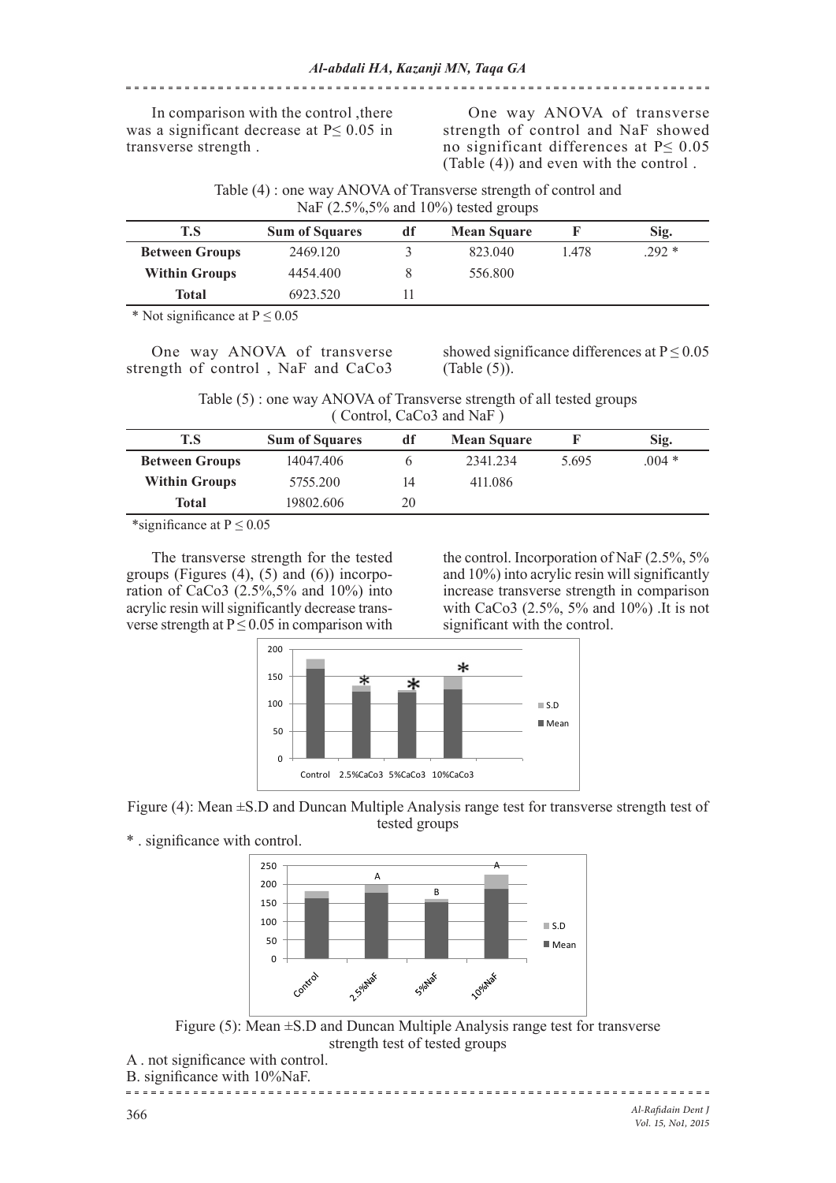In comparison with the control ,there was a significant decrease at P≤ 0.05 in transverse strength .

One way ANOVA of transverse strength of control and NaF showed no significant differences at P≤ 0.05 (Table (4)) and even with the control .

Table (4) : one way ANOVA of Transverse strength of control and NaF (2.5%,5% and 10%) tested groups

| T.S | Sum of Squares | df | Mean Square | F | Sig. |
|---|---|---|---|---|---|
| **Between Groups** | 2469.120 | 3 | 823.040 | 1.478 | .292 * |
| **Within Groups** | 4454.400 | 8 | 556.800 | | |
| **Total** | 6923.520 | 11 | | | |

* Not significance at P ≤ 0.05

One way ANOVA of transverse strength of control , NaF and CaCo3 showed significance differences at P ≤ 0.05 (Table (5)).

Table (5) : one way ANOVA of Transverse strength of all tested groups ( Control, CaCo3 and NaF )

| T.S | Sum of Squares | df | Mean Square | F | Sig. |
|---|---|---|---|---|---|
| **Between Groups** | 14047.406 | 6 | 2341.234 | 5.695 | .004 * |
| **Within Groups** | 5755.200 | 14 | 411.086 | | |
| **Total** | 19802.606 | 20 | | | |

*significance at P ≤ 0.05

The transverse strength for the tested groups (Figures (4), (5) and (6)) incorporation of CaCo3 (2.5%,5% and 10%) into acrylic resin will significantly decrease transverse strength at P ≤ 0.05 in comparison with the control. Incorporation of NaF (2.5%, 5% and 10%) into acrylic resin will significantly increase transverse strength in comparison with CaCo3 (2.5%, 5% and 10%) .It is not significant with the control.

Figure (4): Mean ±S.D and Duncan Multiple Analysis range test for transverse strength test of tested groups

* . significance with control.

Figure (5): Mean ±S.D and Duncan Multiple Analysis range test for transverse strength test of tested groups

A . not significance with control.

B. significance with 10%NaF.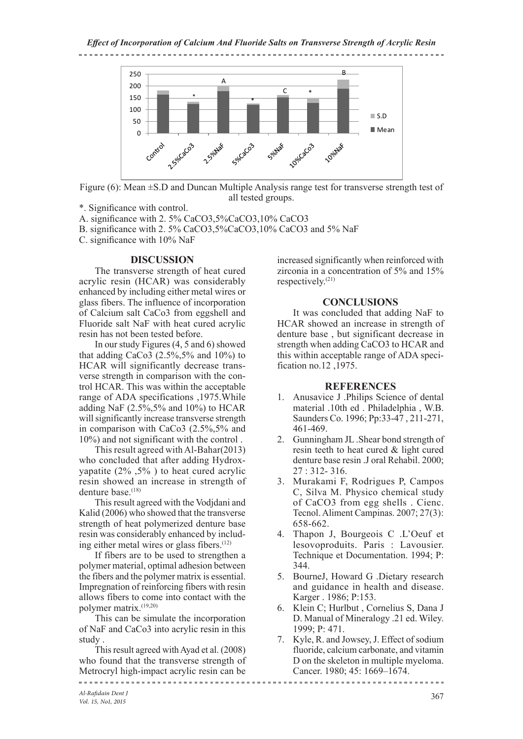Figure (6): Mean ±S.D and Duncan Multiple Analysis range test for transverse strength test of all tested groups.

*. Significance with control.

A. significance with 2. 5% CaCO3,5%CaCO3,10% CaCO3

B. significance with 2. 5% CaCO3,5%CaCO3,10% CaCO3 and 5% NaF

C. significance with 10% NaF

## DISCUSSION

The transverse strength of heat cured acrylic resin (HCAR) was considerably enhanced by including either metal wires or glass fibers. The influence of incorporation of Calcium salt CaCo3 from eggshell and Fluoride salt NaF with heat cured acrylic resin has not been tested before.

In our study Figures (4, 5 and 6) showed that adding CaCo3 (2.5%,5% and 10%) to HCAR will significantly decrease transverse strength in comparison with the control HCAR. This was within the acceptable range of ADA specifications ,1975.While adding NaF (2.5%,5% and 10%) to HCAR will significantly increase transverse strength in comparison with CaCo3 (2.5%,5% and 10%) and not significant with the control .

This result agreed with Al-Bahar(2013) who concluded that after adding Hydroxyapatite (2% ,5% ) to heat cured acrylic resin showed an increase in strength of denture base.[18]

This result agreed with the Vodjdani and Kalid (2006) who showed that the transverse strength of heat polymerized denture base resin was considerably enhanced by including either metal wires or glass fibers.[12]

If fibers are to be used to strengthen a polymer material, optimal adhesion between the fibers and the polymer matrix is essential. Impregnation of reinforcing fibers with resin allows fibers to come into contact with the polymer matrix.[19,20]

This can be simulate the incorporation of NaF and CaCo3 into acrylic resin in this study .

This result agreed with Ayad et al. (2008) who found that the transverse strength of Metrocryl high-impact acrylic resin can be increased significantly when reinforced with zirconia in a concentration of 5% and 15% respectively.[21]

## CONCLUSIONS

It was concluded that adding NaF to HCAR showed an increase in strength of denture base , but significant decrease in strength when adding CaCO3 to HCAR and this within acceptable range of ADA specification no.12 ,1975.

## REFERENCES

1. Anusavice J .Philips Science of dental material .10th ed . Philadelphia , W.B. Saunders Co. 1996; Pp:33-47 , 211-271, 461-469.
2. Gunningham JL .Shear bond strength of resin teeth to heat cured & light cured denture base resin .J oral Rehabil. 2000; 27 : 312- 316.
3. Murakami F, Rodrigues P, Campos C, Silva M. Physico chemical study of CaCO3 from egg shells . Cienc. Tecnol. Aliment Campinas. 2007; 27(3): 658-662.
4. Thapon J, Bourgeois C .L'Oeuf et lesovoproduits. Paris : Lavousier. Technique et Documentation. 1994; P: 344.
5. BourneJ, Howard G .Dietary research and guidance in health and disease. Karger . 1986; P:153.
6. Klein C; Hurlbut , Cornelius S, Dana J D. Manual of Mineralogy .21 ed. Wiley. 1999; P: 471.
7. Kyle, R. and Jowsey, J. Effect of sodium fluoride, calcium carbonate, and vitamin D on the skeleton in multiple myeloma. Cancer. 1980; 45: 1669–1674.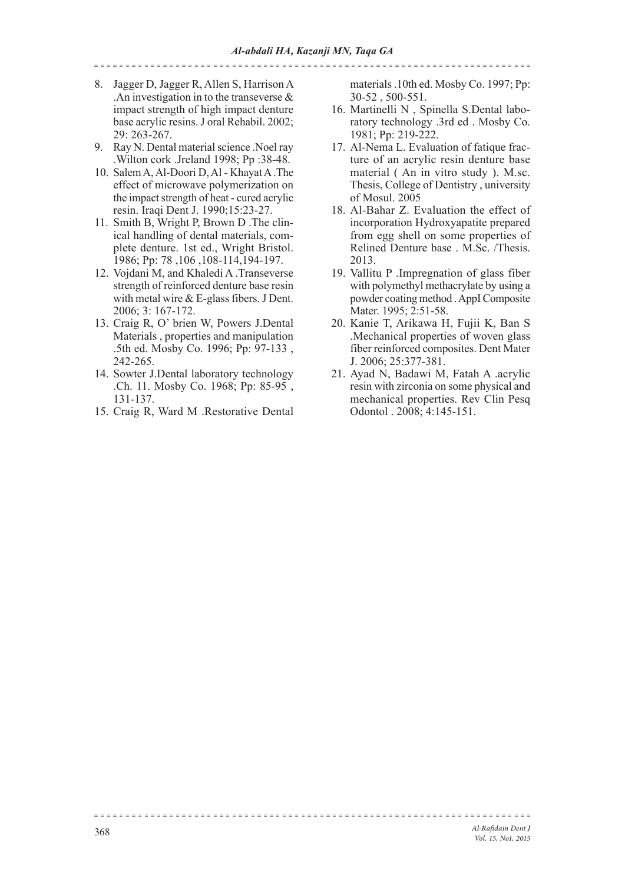8. Jagger D, Jagger R, Allen S, Harrison A .An investigation in to the transeverse & impact strength of high impact denture base acrylic resins. J oral Rehabil. 2002; 29: 263-267.
9. Ray N. Dental material science .Noel ray .Wilton cork .Jreland 1998; Pp :38-48.
10. Salem A, Al-Doori D, Al - Khayat A .The effect of microwave polymerization on the impact strength of heat - cured acrylic resin. Iraqi Dent J. 1990;15:23-27.
11. Smith B, Wright P, Brown D .The clinical handling of dental materials, complete denture. 1st ed., Wright Bristol. 1986; Pp: 78 ,106 ,108-114,194-197.
12. Vojdani M, and Khaledi A .Transeverse strength of reinforced denture base resin with metal wire & E-glass fibers. J Dent. 2006; 3: 167-172.
13. Craig R, O' brien W, Powers J.Dental Materials , properties and manipulation .5th ed. Mosby Co. 1996; Pp: 97-133 , 242-265.
14. Sowter J.Dental laboratory technology .Ch. 11. Mosby Co. 1968; Pp: 85-95 , 131-137.
15. Craig R, Ward M .Restorative Dental materials .10th ed. Mosby Co. 1997; Pp: 30-52 , 500-551.
16. Martinelli N , Spinella S.Dental laboratory technology .3rd ed . Mosby Co. 1981; Pp: 219-222.
17. Al-Nema L. Evaluation of fatique fracture of an acrylic resin denture base material ( An in vitro study ). M.sc. Thesis, College of Dentistry , university of Mosul. 2005
18. Al-Bahar Z. Evaluation the effect of incorporation Hydroxyapatite prepared from egg shell on some properties of Relined Denture base . M.Sc. /Thesis. 2013.
19. Vallitu P .Impregnation of glass fiber with polymethyl methacrylate by using a powder coating method . AppI Composite Mater. 1995; 2:51-58.
20. Kanie T, Arikawa H, Fujii K, Ban S .Mechanical properties of woven glass fiber reinforced composites. Dent Mater J. 2006; 25:377-381.
21. Ayad N, Badawi M, Fatah A .acrylic resin with zirconia on some physical and mechanical properties. Rev Clin Pesq Odontol . 2008; 4:145-151.